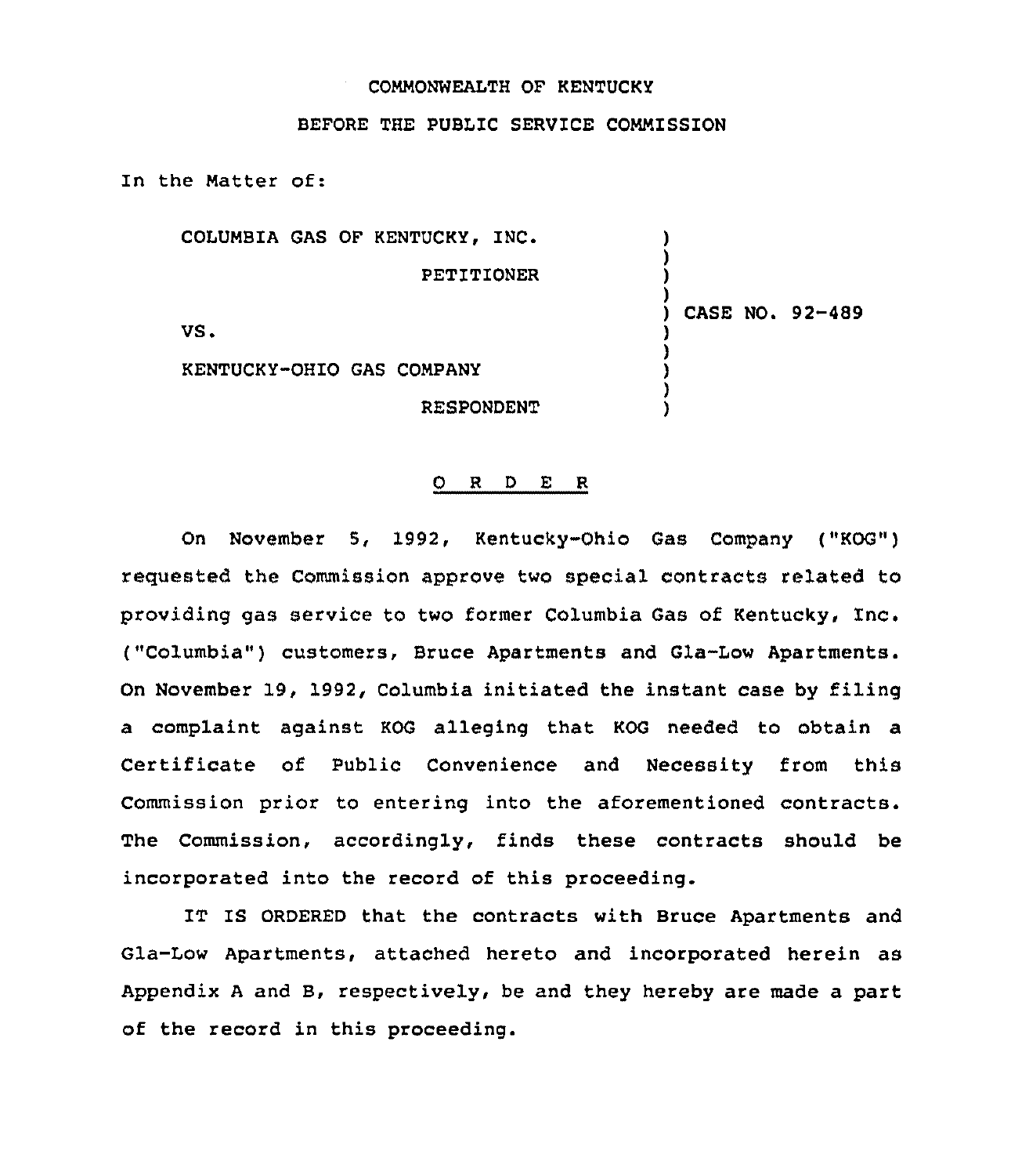COMMONWEALTH OF KENTUCKY

BEFORE THE PUBLIC SERVICE COMMISSION

In the Matter of:

| | |
|---|---|
| COLUMBIA GAS OF KENTUCKY, INC. PETITIONER | |
| VS. | CASE NO. 92-489 |
| KENTUCKY-OHIO GAS COMPANY RESPONDENT | |

O R D E R

On November 5, 1992, Kentucky-Ohio Gas Company ("KOG") requested the Commission approve two special contracts related to providing gas service to two former Columbia Gas of Kentucky, Inc. ("Columbia") customers, Bruce Apartments and Gla-Low Apartments. On November 19, 1992, Columbia initiated the instant case by filing a complaint against KOG alleging that KOG needed to obtain a Certificate of Public Convenience and Necessity from this Commission prior to entering into the aforementioned contracts. The Commission, accordingly, finds these contracts should be incorporated into the record of this proceeding.

IT IS ORDERED that the contracts with Bruce Apartments and Gla-Low Apartments, attached hereto and incorporated herein as Appendix A and B, respectively, be and they hereby are made a part of the record in this proceeding.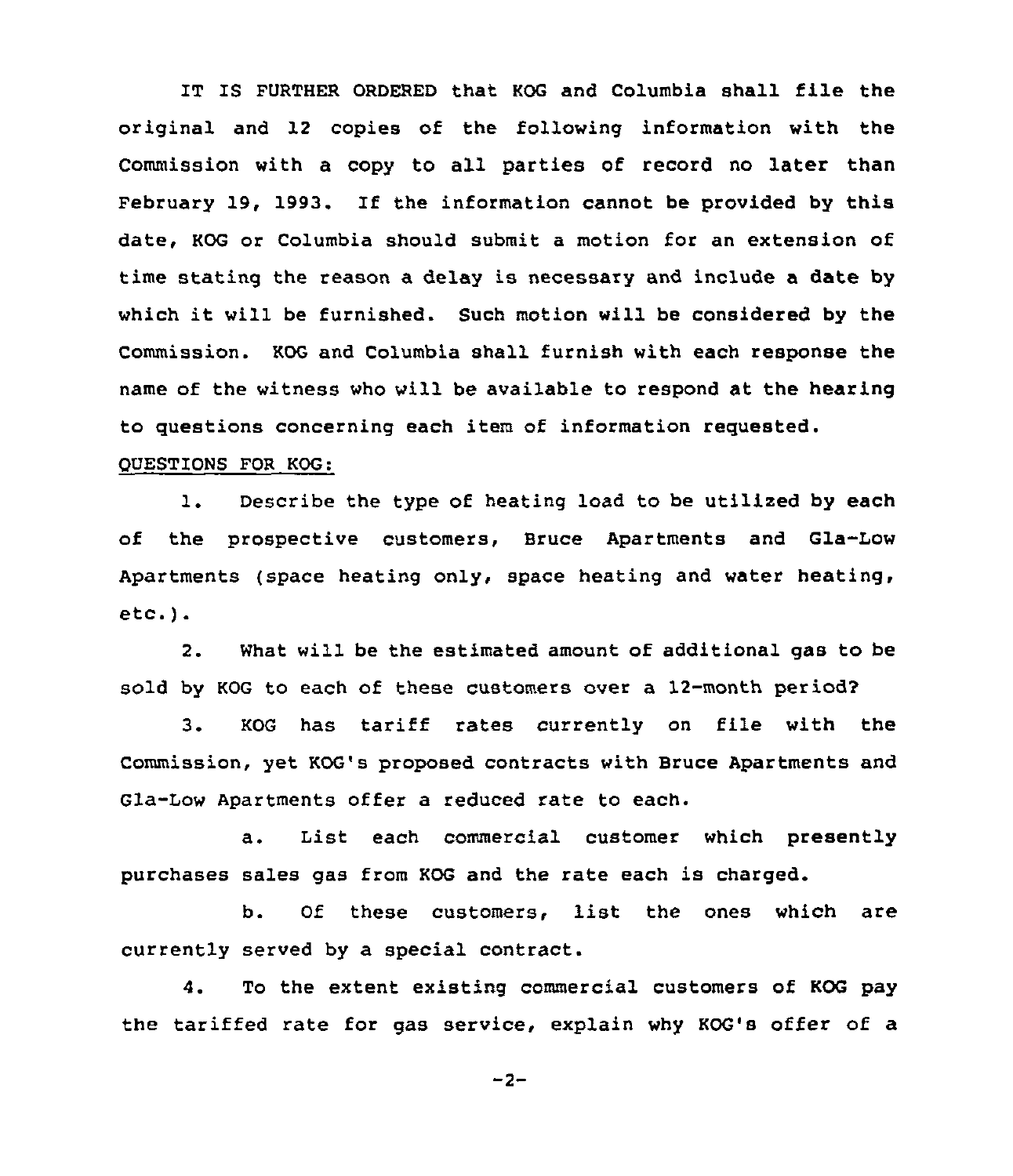IT IS FURTHER ORDERED that KOG and Columbia shall file the original and 12 copies of the following information with the Commission with a copy to all parties of record no later than February 19, 1993. If the information cannot be provided by this date, KOG or Columbia should submit a motion for an extension of time stating the reason a delay is necessary and include a date by which it will be furnished. Such motion will be considered by the Commission. KOG and Columbia shall furnish with each response the name of the witness who will be available to respond at the hearing to questions concerning each item of information requested.

QUESTIONS FOR KOG:

1. Describe the type of heating load to be utilized by each of the prospective customers, Bruce Apartments and Gla-Low Apartments (space heating only, space heating and water heating, etc.).

2. What will be the estimated amount of additional gas to be sold by KOG to each of these customers over a 12-month period?

3. KOG has tariff rates currently on file with the Commission, yet KOG's proposed contracts with Bruce Apartments and Gla-Low Apartments offer a reduced rate to each.

   a. List each commercial customer which presently purchases sales gas from KOG and the rate each is charged.

   b. Of these customers, list the ones which are currently served by a special contract.

4. To the extent existing commercial customers of KOG pay the tariffed rate for gas service, explain why KOG's offer of a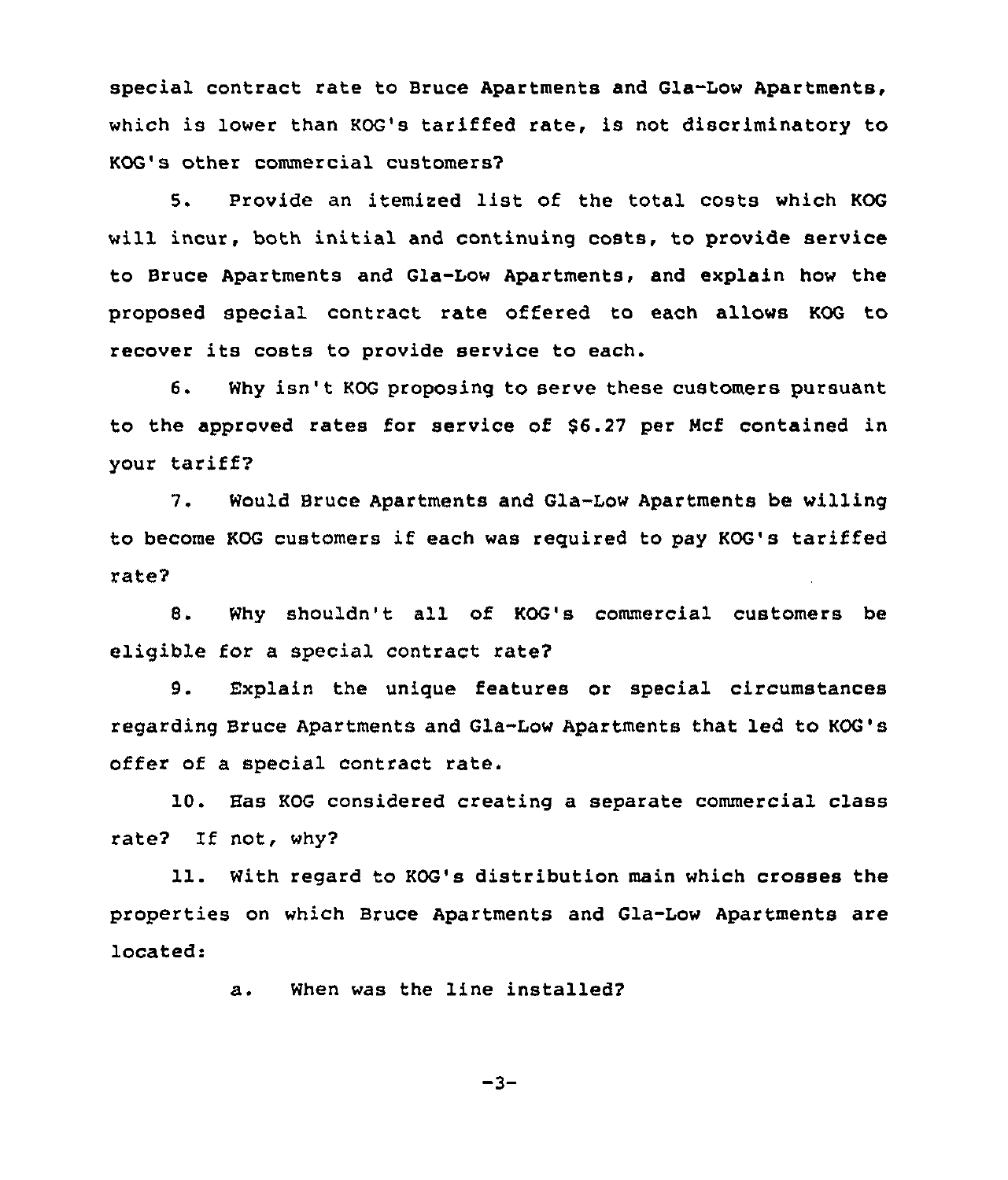special contract rate to Bruce Apartments and Gla-Low Apartments, which is lower than KOG's tariffed rate, is not discriminatory to KOG's other commercial customers?

5. Provide an itemized list of the total costs which KOG will incur, both initial and continuing costs, to provide service to Bruce Apartments and Gla-Low Apartments, and explain how the proposed special contract rate offered to each allows KOG to recover its costs to provide service to each.

6. Why isn't KOG proposing to serve these customers pursuant to the approved rates for service of $6.27 per Mcf contained in your tariff?

7. Would Bruce Apartments and Gla-Low Apartments be willing to become KOG customers if each was required to pay KOG's tariffed rate?

8. Why shouldn't all of KOG's commercial customers be eligible for a special contract rate?

9. Explain the unique features or special circumstances regarding Bruce Apartments and Gla-Low Apartments that led to KOG's offer of a special contract rate.

10. Has KOG considered creating a separate commercial class rate? If not, why?

11. With regard to KOG's distribution main which crosses the properties on which Bruce Apartments and Gla-Low Apartments are located:

   a. When was the line installed?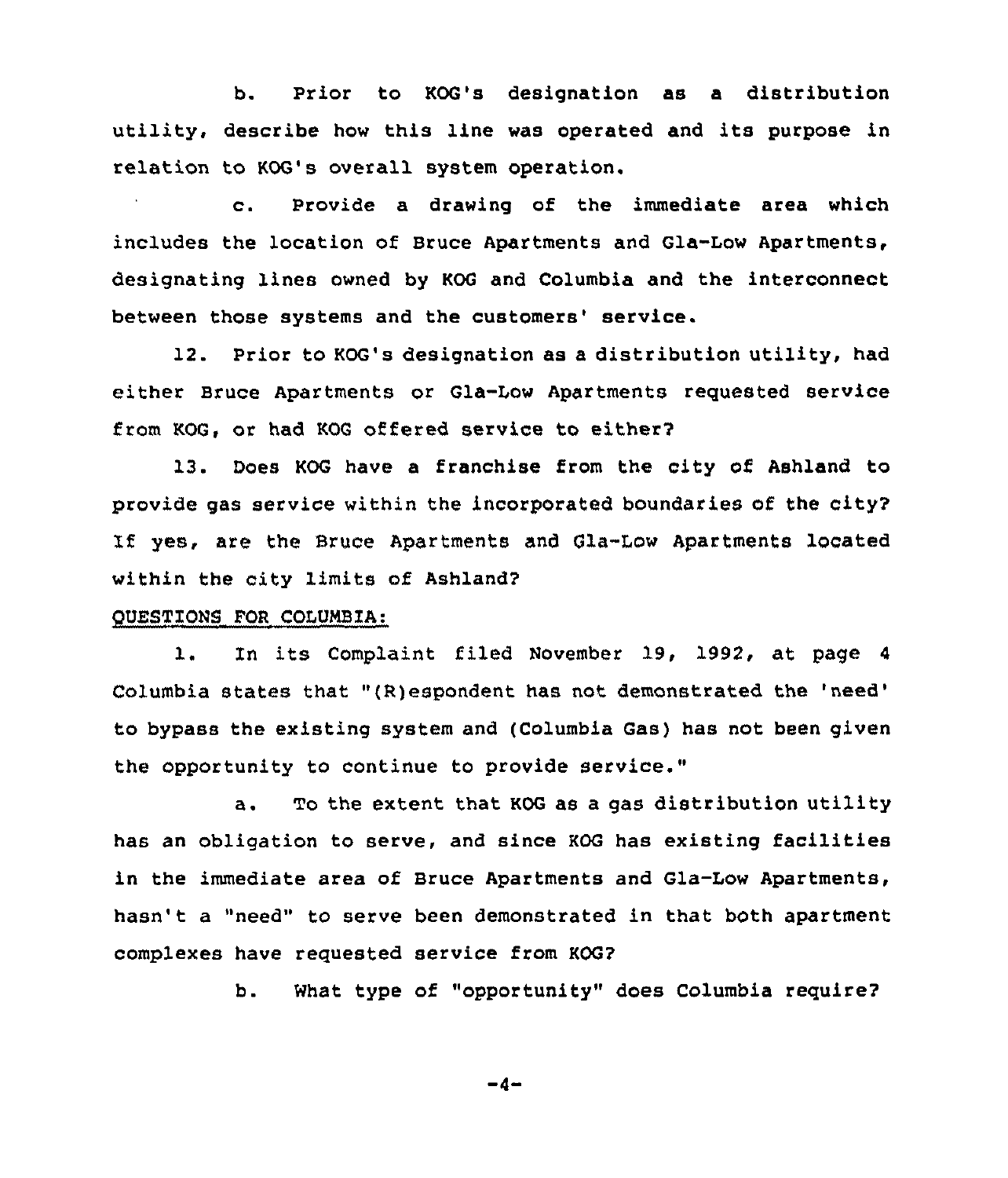b. Prior to KOG's designation as a distribution utility, describe how this line was operated and its purpose in relation to KOG's overall system operation.

c. Provide a drawing of the immediate area which includes the location of Bruce Apartments and Gla-Low Apartments, designating lines owned by KOG and Columbia and the interconnect between those systems and the customers' service.

12. Prior to KOG's designation as a distribution utility, had either Bruce Apartments or Gla-Low Apartments requested service from KOG, or had KOG offered service to either?

13. Does KOG have a franchise from the city of Ashland to provide gas service within the incorporated boundaries of the city? If yes, are the Bruce Apartments and Gla-Low Apartments located within the city limits of Ashland?

QUESTIONS FOR COLUMBIA:

1. In its Complaint filed November 19, 1992, at page 4 Columbia states that "(R)espondent has not demonstrated the 'need' to bypass the existing system and (Columbia Gas) has not been given the opportunity to continue to provide service."

a. To the extent that KOG as a gas distribution utility has an obligation to serve, and since KOG has existing facilities in the immediate area of Bruce Apartments and Gla-Low Apartments, hasn't a "need" to serve been demonstrated in that both apartment complexes have requested service from KOG?

b. What type of "opportunity" does Columbia require?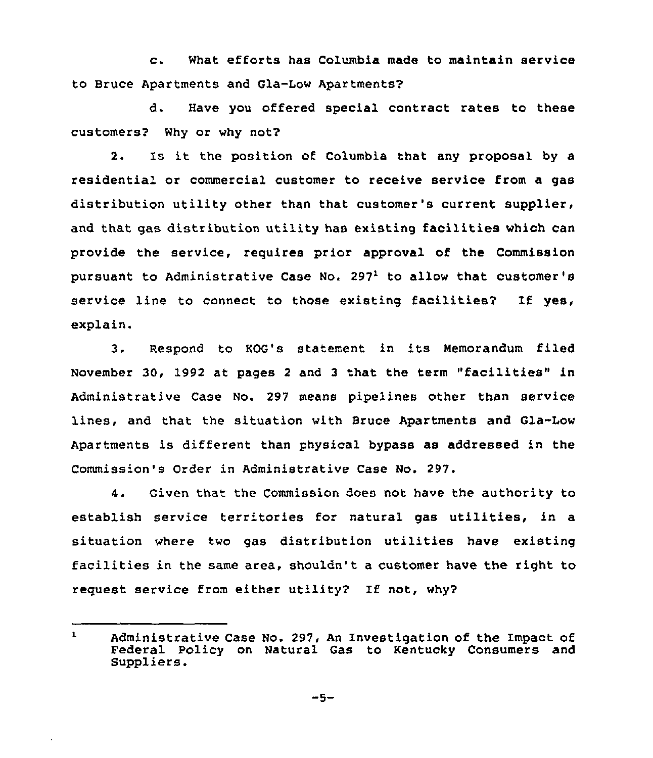c. What efforts has Columbia made to maintain service to Bruce Apartments and Gla-Low Apartments?

d. Have you offered special contract rates to these customers? Why or why not?

2. Is it the position of Columbia that any proposal by a residential or commercial customer to receive service from a gas distribution utility other than that customer's current supplier, and that gas distribution utility has existing facilities which can provide the service, requires prior approval of the Commission pursuant to Administrative Case No. 297[1] to allow that customer's service line to connect to those existing facilities? If yes, explain.

3. Respond to KOG's statement in its Memorandum filed November 30, 1992 at pages 2 and 3 that the term "facilities" in Administrative Case No. 297 means pipelines other than service lines, and that the situation with Bruce Apartments and Gla-Low Apartments is different than physical bypass as addressed in the Commission's Order in Administrative Case No. 297.

4. Given that the Commission does not have the authority to establish service territories for natural gas utilities, in a situation where two gas distribution utilities have existing facilities in the same area, shouldn't a customer have the right to request service from either utility? If not, why?

---

[1] Administrative Case No. 297, An Investigation of the Impact of Federal Policy on Natural Gas to Kentucky Consumers and Suppliers.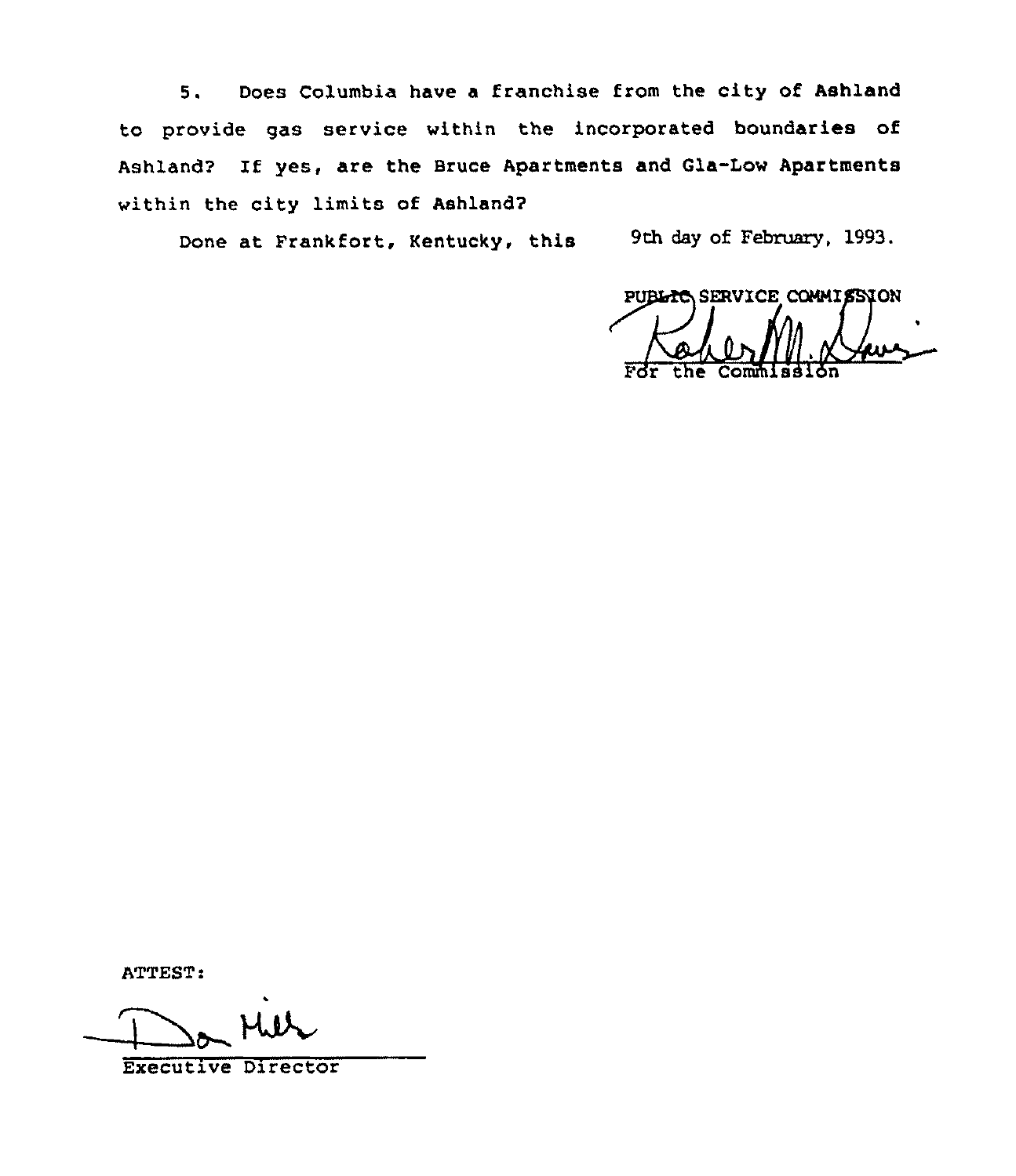5. Does Columbia have a franchise from the city of Ashland to provide gas service within the incorporated boundaries of Ashland? If yes, are the Bruce Apartments and Gla-Low Apartments within the city limits of Ashland?

Done at Frankfort, Kentucky, this 9th day of February, 1993.

PUBLIC SERVICE COMMISSION

For the Commission

ATTEST:

Executive Director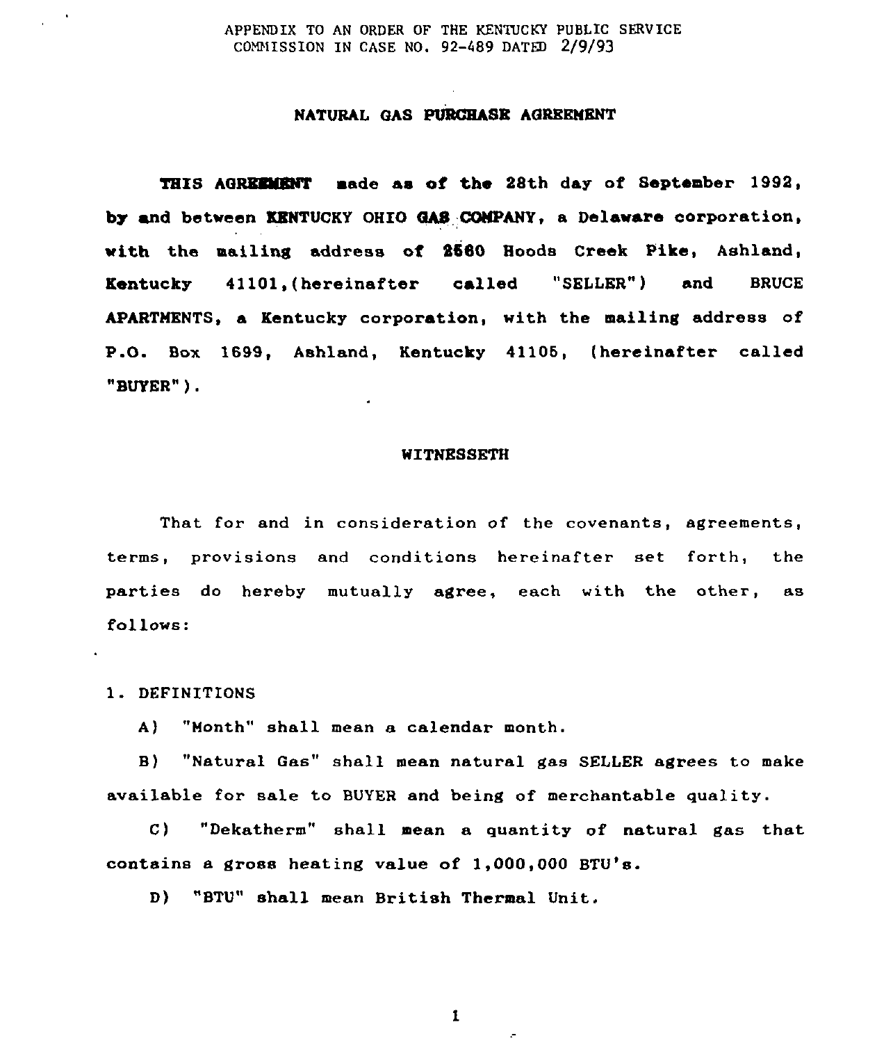APPENDIX TO AN ORDER OF THE KENTUCKY PUBLIC SERVICE COMMISSION IN CASE NO. 92-489 DATED 2/9/93

## NATURAL GAS PURCHASE AGREEMENT

**THIS AGREEMENT made as of the 28th day of September 1992, by and between KENTUCKY OHIO GAS COMPANY, a Delaware corporation, with the mailing address of 2560 Hoods Creek Pike, Ashland, Kentucky 41101,(hereinafter called "SELLER") and** BRUCE **APARTMENTS, a Kentucky corporation, with the mailing address of P.O. Box 1699, Ashland, Kentucky 41105, (hereinafter called "BUYER").**

### WITNESSETH

That for and in consideration of the covenants, agreements, terms, provisions and conditions hereinafter set forth, the parties do hereby mutually agree, each with the other, as follows:

1. DEFINITIONS

A) "Month" shall mean a calendar month.

B) "Natural Gas" shall mean natural gas SELLER agrees to make available for sale to BUYER and being of merchantable quality.

C) "Dekatherm" shall mean a quantity of natural gas that contains a gross heating value of 1,000,000 BTU's.

D) "BTU" shall mean British Thermal Unit.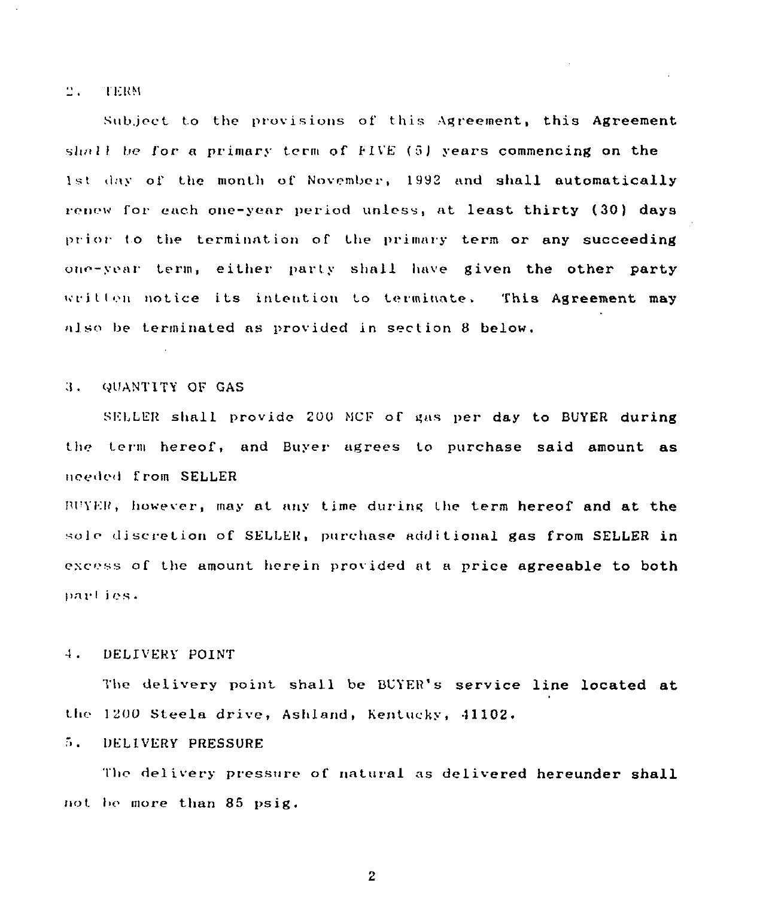2. TERM

Subject to the provisions of this Agreement, this Agreement shall be for a primary term of FIVE (5) years commencing on the 1st day of the month of November, 1992 and shall automatically renew for each one-year period unless, at least thirty (30) days prior to the termination of the primary term or any succeeding one-year term, either party shall have given the other party written notice its intention to terminate. This Agreement may also be terminated as provided in section 8 below.

3. QUANTITY OF GAS

SELLER shall provide 200 MCF of gas per day to BUYER during the term hereof, and Buyer agrees to purchase said amount as needed from SELLER

BUYER, however, may at any time during the term hereof and at the sole discretion of SELLER, purchase additional gas from SELLER in excess of the amount herein provided at a price agreeable to both parties.

4. DELIVERY POINT

The delivery point shall be BUYER's service line located at the 1200 Steela drive, Ashland, Kentucky, 41102.

5. DELIVERY PRESSURE

The delivery pressure of natural as delivered hereunder shall not be more than 85 psig.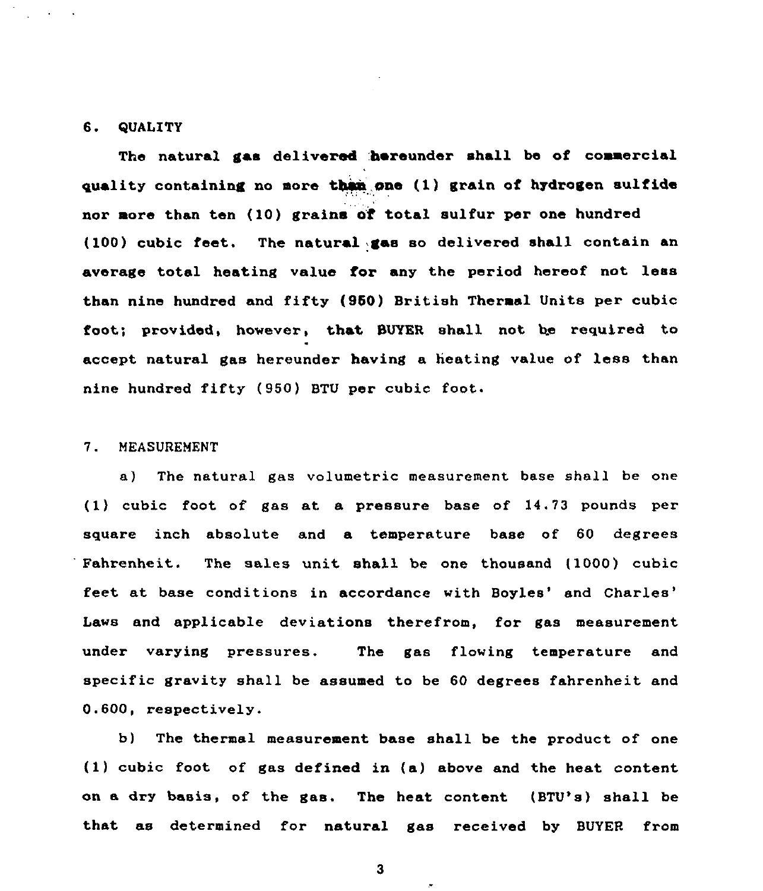## 6. QUALITY

The natural gas delivered hereunder shall be of commercial quality containing no more than one (1) grain of hydrogen sulfide nor more than ten (10) grains of total sulfur per one hundred (100) cubic feet. The natural gas so delivered shall contain an average total heating value for any the period hereof not less than nine hundred and fifty (950) British Thermal Units per cubic foot; provided, however, that BUYER shall not be required to accept natural gas hereunder having a heating value of less than nine hundred fifty (950) BTU per cubic foot.

## 7. MEASUREMENT

a) The natural gas volumetric measurement base shall be one (1) cubic foot of gas at a pressure base of 14.73 pounds per square inch absolute and a temperature base of 60 degrees Fahrenheit. The sales unit shall be one thousand (1000) cubic feet at base conditions in accordance with Boyles' and Charles' Laws and applicable deviations therefrom, for gas measurement under varying pressures. The gas flowing temperature and specific gravity shall be assumed to be 60 degrees fahrenheit and 0.600, respectively.

b) The thermal measurement base shall be the product of one (1) cubic foot of gas defined in (a) above and the heat content on a dry basis, of the gas. The heat content (BTU's) shall be that as determined for natural gas received by BUYER from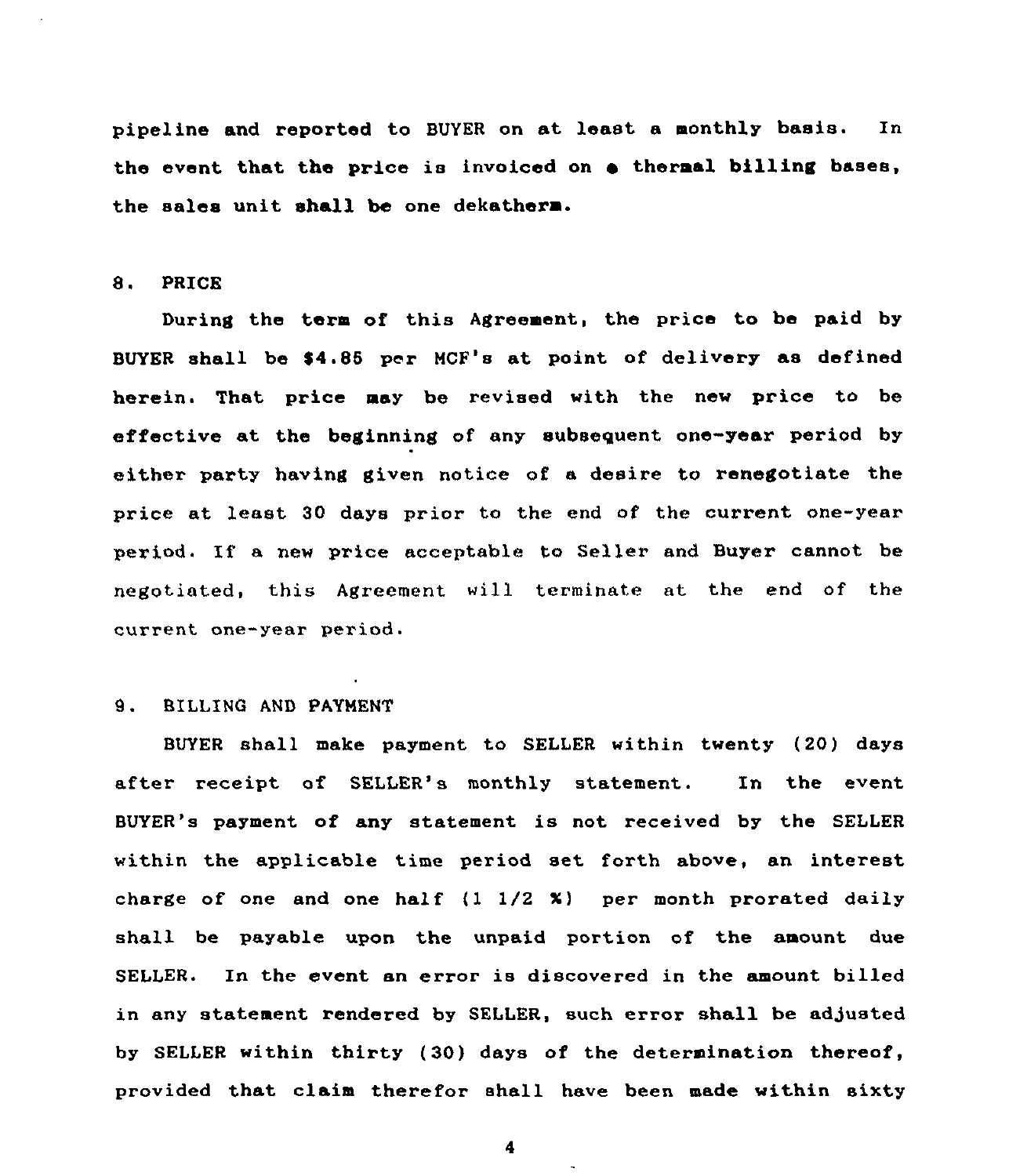pipeline and reported to BUYER on at least a monthly basis. In the event that the price is invoiced on a thermal billing bases, the sales unit shall be one dekatherm.

8. PRICE

During the term of this Agreement, the price to be paid by BUYER shall be $4.85 per MCF's at point of delivery as defined herein. That price may be revised with the new price to be effective at the beginning of any subsequent one-year period by either party having given notice of a desire to renegotiate the price at least 30 days prior to the end of the current one-year period. If a new price acceptable to Seller and Buyer cannot be negotiated, this Agreement will terminate at the end of the current one-year period.

9. BILLING AND PAYMENT

BUYER shall make payment to SELLER within twenty (20) days after receipt of SELLER's monthly statement. In the event BUYER's payment of any statement is not received by the SELLER within the applicable time period set forth above, an interest charge of one and one half (1 1/2 %) per month prorated daily shall be payable upon the unpaid portion of the amount due SELLER. In the event an error is discovered in the amount billed in any statement rendered by SELLER, such error shall be adjusted by SELLER within thirty (30) days of the determination thereof, provided that claim therefor shall have been made within sixty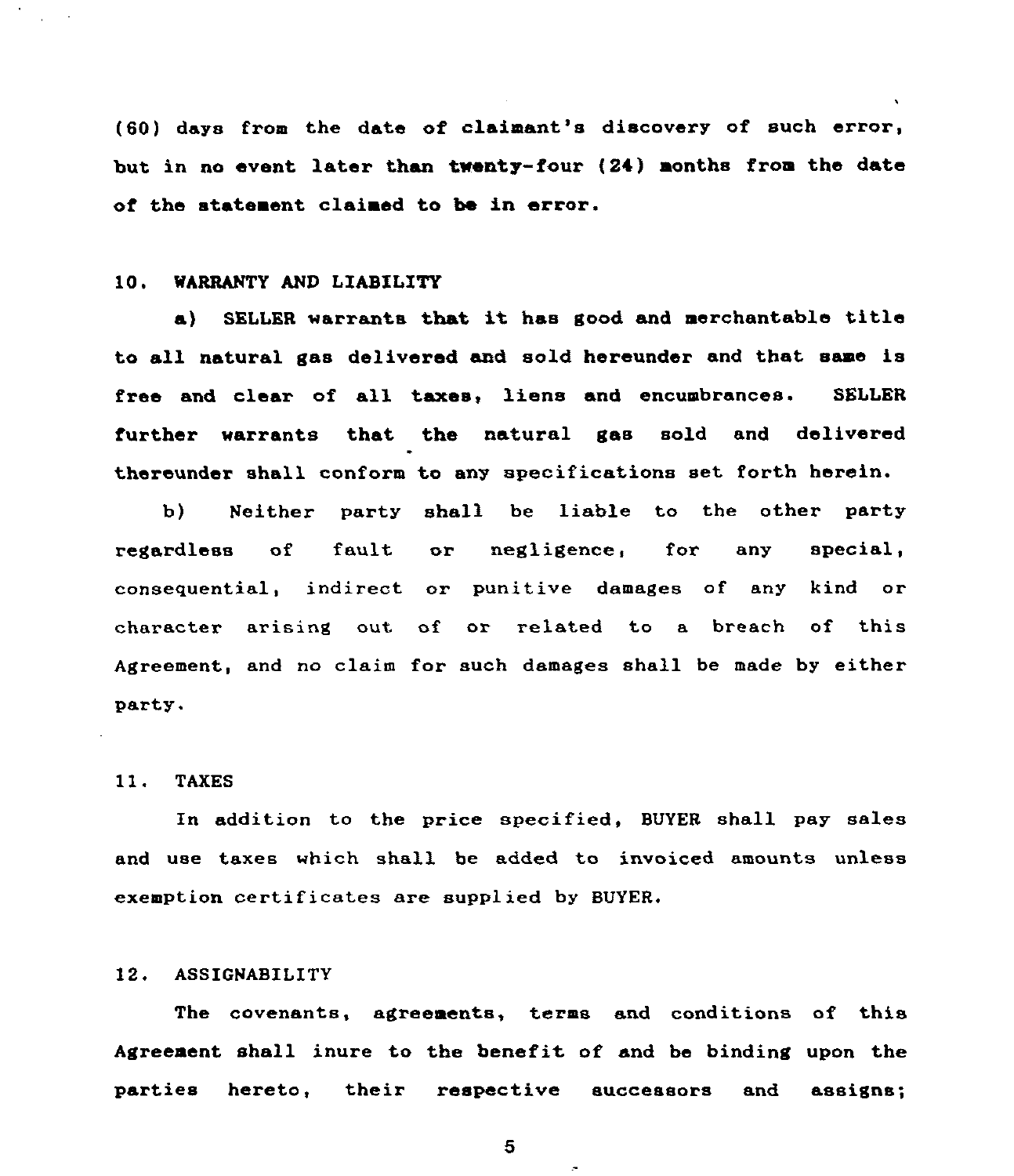(60) days from the date of claimant's discovery of such error, but in no event later than twenty-four (24) months from the date of the statement claimed to be in error.

10. WARRANTY AND LIABILITY

a) SELLER warrants that it has good and merchantable title to all natural gas delivered and sold hereunder and that same is free and clear of all taxes, liens and encumbrances. SELLER further warrants that the natural gas sold and delivered thereunder shall conform to any specifications set forth herein.

b) Neither party shall be liable to the other party regardless of fault or negligence, for any special, consequential, indirect or punitive damages of any kind or character arising out of or related to a breach of this Agreement, and no claim for such damages shall be made by either party.

11. TAXES

In addition to the price specified, BUYER shall pay sales and use taxes which shall be added to invoiced amounts unless exemption certificates are supplied by BUYER.

12. ASSIGNABILITY

The covenants, agreements, terms and conditions of this Agreement shall inure to the benefit of and be binding upon the parties hereto, their respective successors and assigns;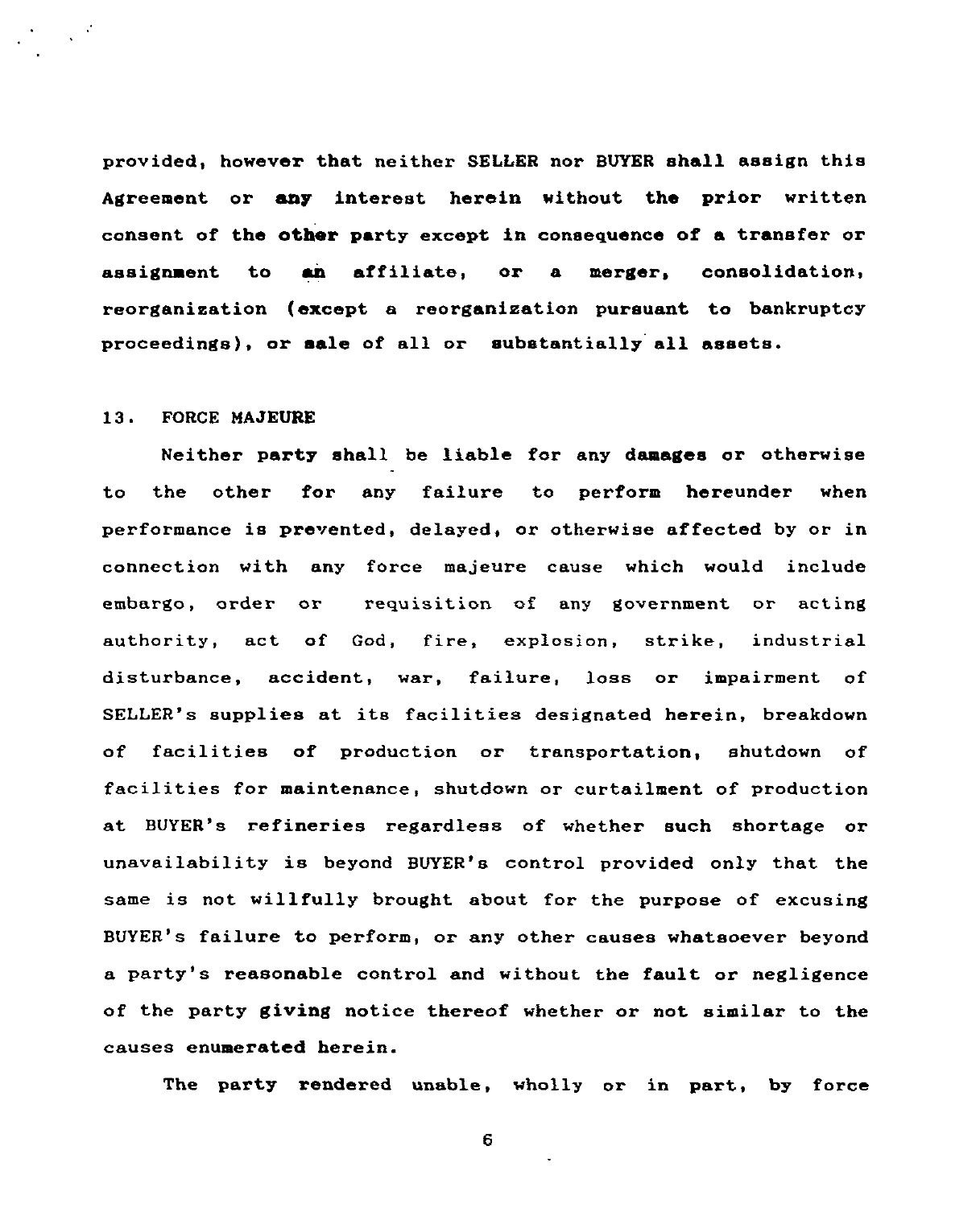provided, however that neither SELLER nor BUYER shall assign this Agreement or any interest herein without the prior written consent of the other party except in consequence of a transfer or assignment to an affiliate, or a merger, consolidation, reorganization (except a reorganization pursuant to bankruptcy proceedings), or sale of all or substantially all assets.

## 13. FORCE MAJEURE

Neither party shall be liable for any damages or otherwise to the other for any failure to perform hereunder when performance is prevented, delayed, or otherwise affected by or in connection with any force majeure cause which would include embargo, order or requisition of any government or acting authority, act of God, fire, explosion, strike, industrial disturbance, accident, war, failure, loss or impairment of SELLER's supplies at its facilities designated herein, breakdown of facilities of production or transportation, shutdown of facilities for maintenance, shutdown or curtailment of production at BUYER's refineries regardless of whether such shortage or unavailability is beyond BUYER's control provided only that the same is not willfully brought about for the purpose of excusing BUYER's failure to perform, or any other causes whatsoever beyond a party's reasonable control and without the fault or negligence of the party giving notice thereof whether or not similar to the causes enumerated herein.

The party rendered unable, wholly or in part, by force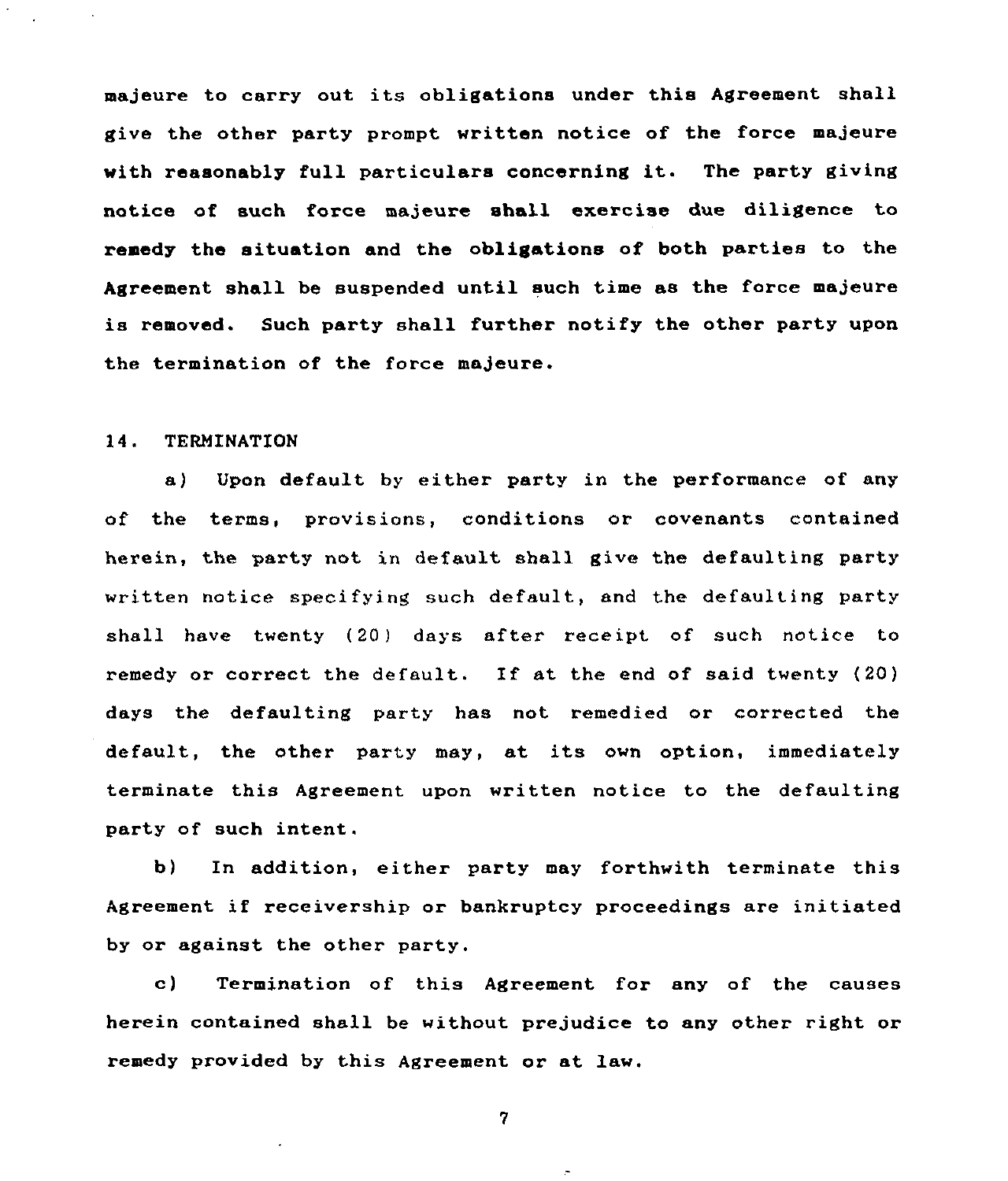majeure to carry out its obligations under this Agreement shall give the other party prompt written notice of the force majeure with reasonably full particulars concerning it. The party giving notice of such force majeure shall exercise due diligence to remedy the situation and the obligations of both parties to the Agreement shall be suspended until such time as the force majeure is removed. Such party shall further notify the other party upon the termination of the force majeure.

## 14. TERMINATION

a) Upon default by either party in the performance of any of the terms, provisions, conditions or covenants contained herein, the party not in default shall give the defaulting party written notice specifying such default, and the defaulting party shall have twenty (20) days after receipt of such notice to remedy or correct the default. If at the end of said twenty (20) days the defaulting party has not remedied or corrected the default, the other party may, at its own option, immediately terminate this Agreement upon written notice to the defaulting party of such intent.

b) In addition, either party may forthwith terminate this Agreement if receivership or bankruptcy proceedings are initiated by or against the other party.

c) Termination of this Agreement for any of the causes herein contained shall be without prejudice to any other right or remedy provided by this Agreement or at law.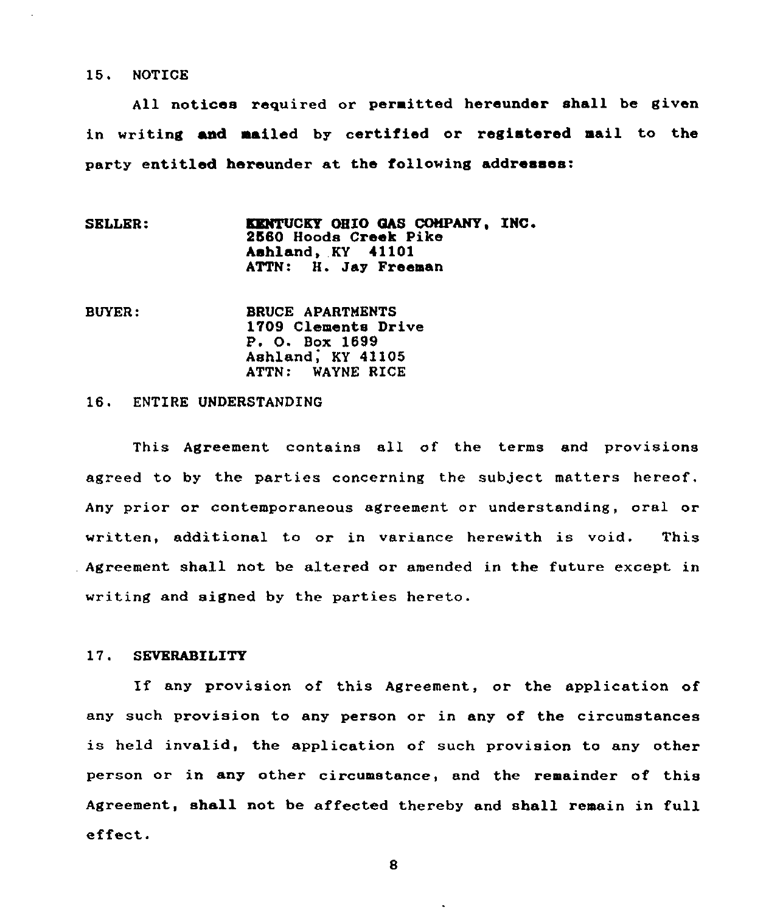## 15. NOTICE

All notices required or permitted hereunder shall be given in writing and mailed by certified or registered mail to the party entitled hereunder at the following addresses:

SELLER:

**KENTUCKY OHIO GAS COMPANY, INC.**
**2560 Hoods Creek Pike**
**Ashland, KY 41101**
**ATTN: H. Jay Freeman**

BUYER:

BRUCE APARTMENTS
1709 Clements Drive
P. O. Box 1699
Ashland, KY 41105
ATTN: WAYNE RICE

## 16. ENTIRE UNDERSTANDING

This Agreement contains all of the terms and provisions agreed to by the parties concerning the subject matters hereof. Any prior or contemporaneous agreement or understanding, oral or written, additional to or in variance herewith is void. This Agreement shall not be altered or amended in the future except in writing and signed by the parties hereto.

## 17. SEVERABILITY

If any provision of this Agreement, or the application of any such provision to any person or in any of the circumstances is held invalid, the application of such provision to any other person or in any other circumstance, and the remainder of this Agreement, shall not be affected thereby and shall remain in full effect.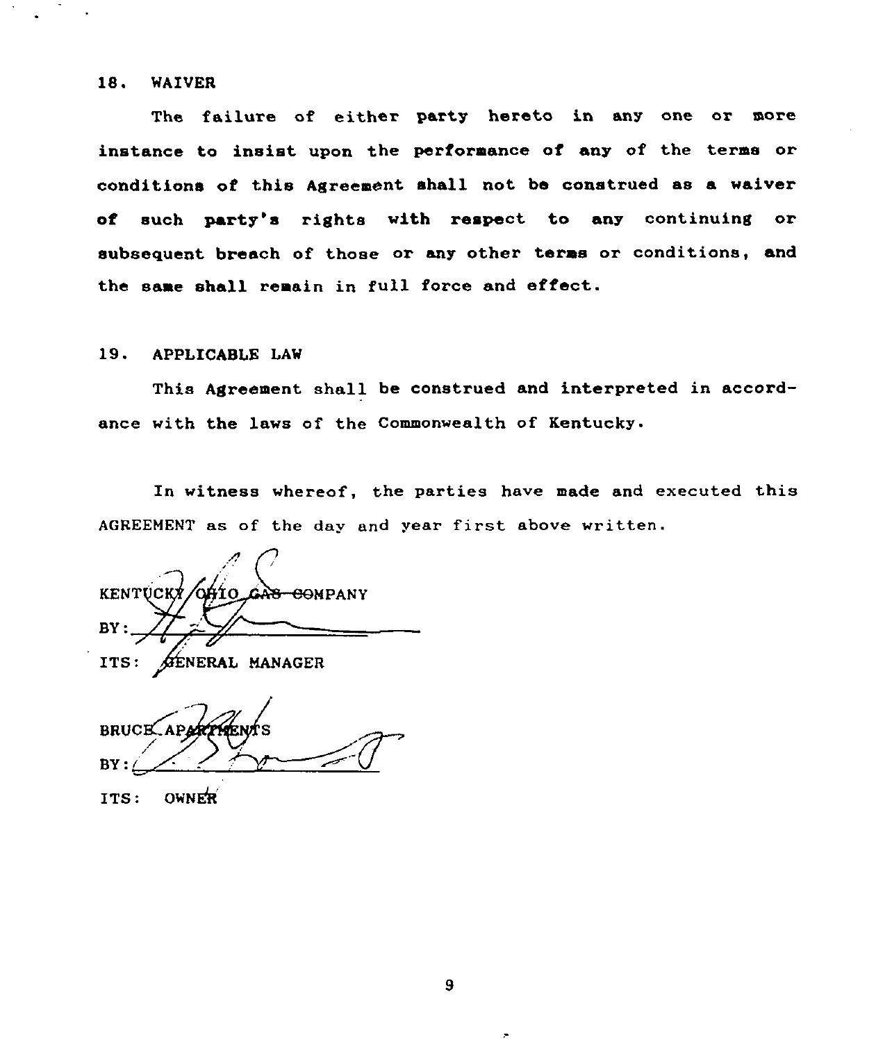## 18. WAIVER

The failure of either party hereto in any one or more instance to insist upon the performance of any of the terms or conditions of this Agreement shall not be construed as a waiver of such party's rights with respect to any continuing or subsequent breach of those or any other terms or conditions, and the same shall remain in full force and effect.

## 19. APPLICABLE LAW

This Agreement shall be construed and interpreted in accordance with the laws of the Commonwealth of Kentucky.

In witness whereof, the parties have made and executed this AGREEMENT as of the day and year first above written.

KENTUCKY/OHIO GAS COMPANY
BY: ______________________
ITS: GENERAL MANAGER

BRUCE APARTMENTS
BY: ______________________
ITS: OWNER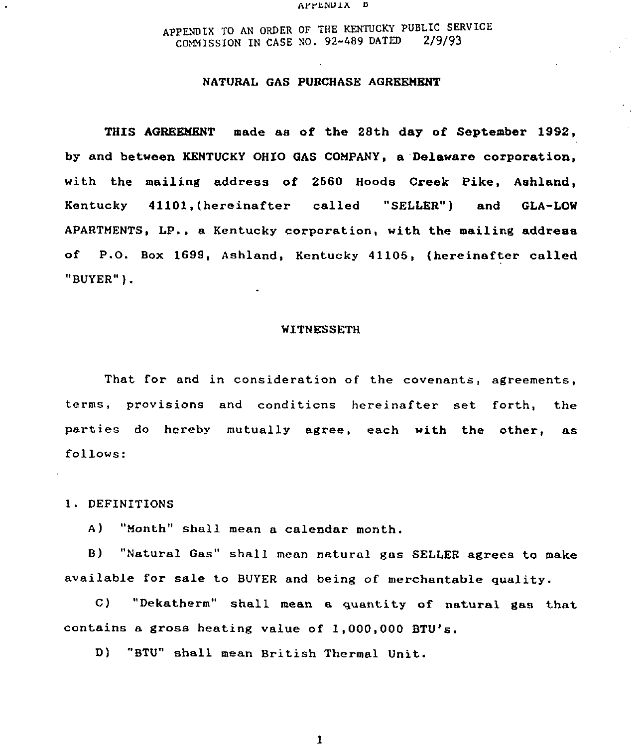APPENDIX B

APPENDIX TO AN ORDER OF THE KENTUCKY PUBLIC SERVICE COMMISSION IN CASE NO. 92-489 DATED 2/9/93

# NATURAL GAS PURCHASE AGREEMENT

**THIS AGREEMENT** made as of the 28th day of September 1992, by and between KENTUCKY OHIO GAS COMPANY, a Delaware corporation, with the mailing address of 2560 Hoods Creek Pike, Ashland, Kentucky 41101,(hereinafter called "SELLER") and GLA-LOW APARTMENTS, LP., a Kentucky corporation, with the mailing address of P.O. Box 1699, Ashland, Kentucky 41105, (hereinafter called "BUYER").

## WITNESSETH

That for and in consideration of the covenants, agreements, terms, provisions and conditions hereinafter set forth, the parties do hereby mutually agree, each with the other, as follows:

1. DEFINITIONS

A) "Month" shall mean a calendar month.

B) "Natural Gas" shall mean natural gas SELLER agrees to make available for sale to BUYER and being of merchantable quality.

C) "Dekatherm" shall mean a quantity of natural gas that contains a gross heating value of 1,000,000 BTU's.

D) "BTU" shall mean British Thermal Unit.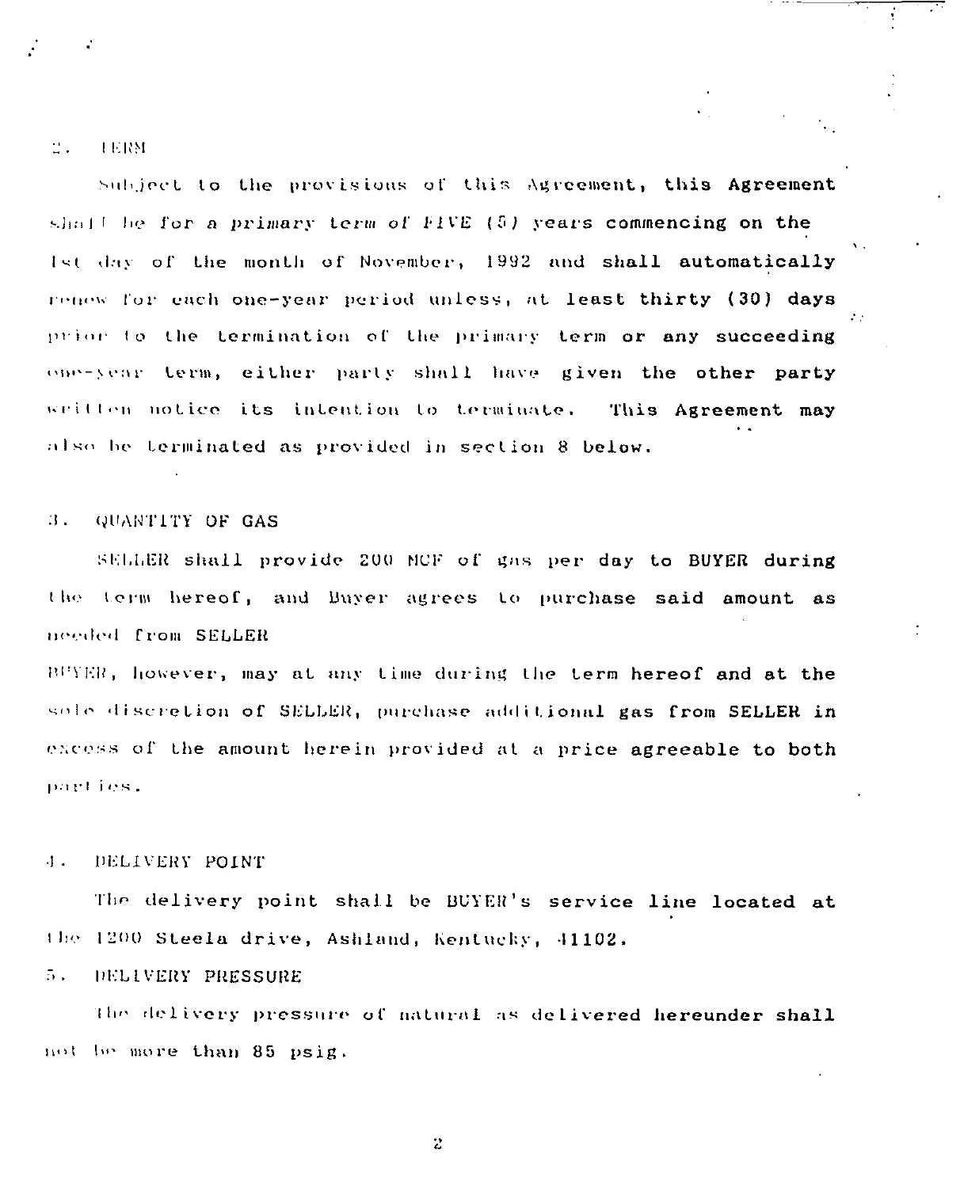2. TERM

Subject to the provisions of this Agreement, this Agreement shall be for a *primary term of FIVE (5) years* commencing on the 1st day of the month of November, 1992 and shall automatically renew for each one-year period unless, at least thirty (30) days prior to the termination of the primary term or any succeeding one-year term, either party shall have given the other party written notice its intention to terminate. This Agreement may also be terminated as provided in section 8 below.

3. QUANTITY OF GAS

SELLER shall provide 200 MCF of gas per day to BUYER during the term hereof, and Buyer agrees to purchase said amount as needed from SELLER

BUYER, however, may at any time during the term hereof and at the sole discretion of SELLER, purchase additional gas from SELLER in excess of the amount herein provided at a price agreeable to both parties.

4. DELIVERY POINT

The delivery point shall be BUYER's service line located at the 1200 Steela drive, Ashland, Kentucky, 41102.

5. DELIVERY PRESSURE

The delivery pressure of natural as delivered hereunder shall not be more than 85 psig.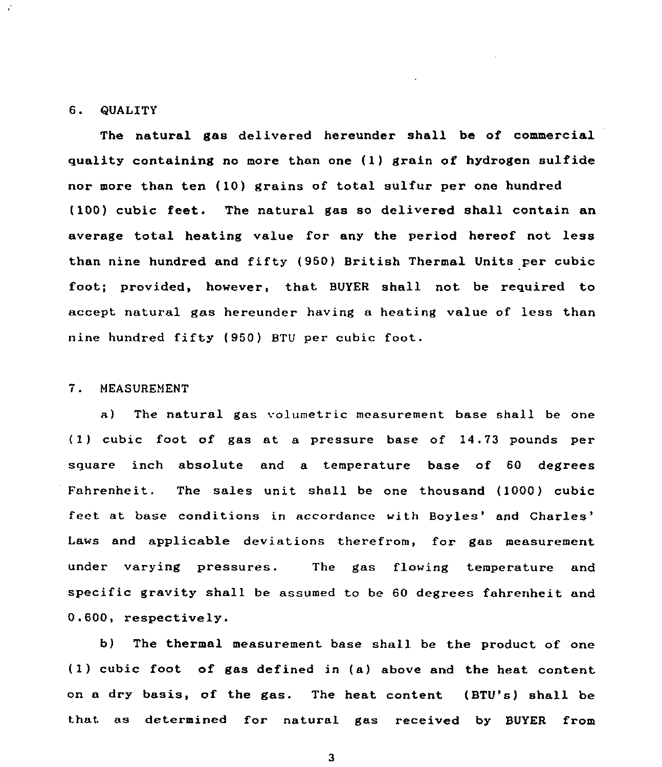## 6. QUALITY

The natural gas delivered hereunder shall be of commercial quality containing no more than one (1) grain of hydrogen sulfide nor more than ten (10) grains of total sulfur per one hundred (100) cubic feet. The natural gas so delivered shall contain an average total heating value for any the period hereof not less than nine hundred and fifty (950) British Thermal Units per cubic foot; provided, however, that BUYER shall not be required to accept natural gas hereunder having a heating value of less than nine hundred fifty (950) BTU per cubic foot.

## 7. MEASUREMENT

a) The natural gas volumetric measurement base shall be one (1) cubic foot of gas at a pressure base of 14.73 pounds per square inch absolute and a temperature base of 60 degrees Fahrenheit. The sales unit shall be one thousand (1000) cubic feet at base conditions in accordance with Boyles' and Charles' Laws and applicable deviations therefrom, for gas measurement under varying pressures. The gas flowing temperature and specific gravity shall be assumed to be 60 degrees fahrenheit and 0.600, respectively.

b) The thermal measurement base shall be the product of one (1) cubic foot of gas defined in (a) above and the heat content on a dry basis, of the gas. The heat content (BTU's) shall be that as determined for natural gas received by BUYER from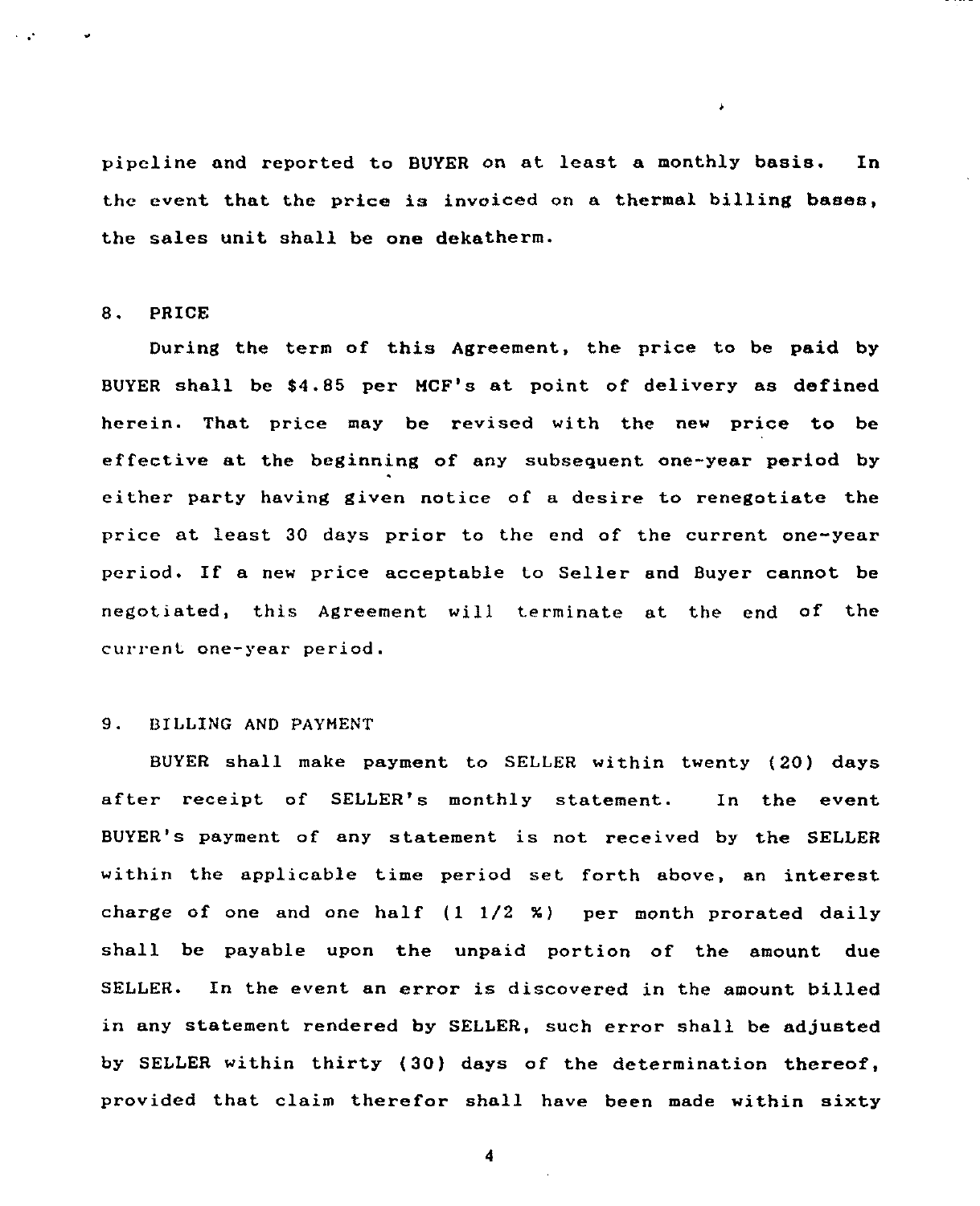pipeline and reported to BUYER on at least a monthly basis. In the event that the price is invoiced on a thermal billing bases, the sales unit shall be one dekatherm.

## 8. PRICE

During the term of this Agreement, the price to be paid by BUYER shall be $4.85 per MCF's at point of delivery as defined herein. That price may be revised with the new price to be effective at the beginning of any subsequent one-year period by either party having given notice of a desire to renegotiate the price at least 30 days prior to the end of the current one-year period. If a new price acceptable to Seller and Buyer cannot be negotiated, this Agreement will terminate at the end of the current one-year period.

## 9. BILLING AND PAYMENT

BUYER shall make payment to SELLER within twenty (20) days after receipt of SELLER's monthly statement. In the event BUYER's payment of any statement is not received by the SELLER within the applicable time period set forth above, an interest charge of one and one half (1 1/2 %) per month prorated daily shall be payable upon the unpaid portion of the amount due SELLER. In the event an error is discovered in the amount billed in any statement rendered by SELLER, such error shall be adjusted by SELLER within thirty (30) days of the determination thereof, provided that claim therefor shall have been made within sixty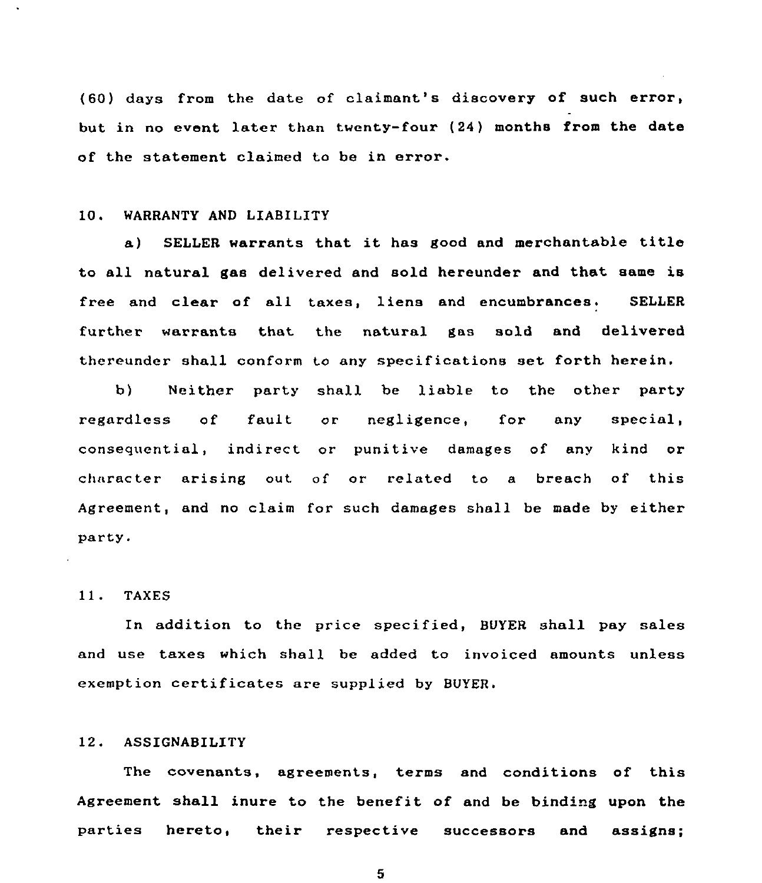(60) days from the date of claimant's discovery of such error, but in no event later than twenty-four (24) months from the date of the statement claimed to be in error.

## 10. WARRANTY AND LIABILITY

a) SELLER warrants that it has good and merchantable title to all natural gas delivered and sold hereunder and that same is free and clear of all taxes, liens and encumbrances. SELLER further warrants that the natural gas sold and delivered thereunder shall conform to any specifications set forth herein.

b) Neither party shall be liable to the other party regardless of fault or negligence, for any special, consequential, indirect or punitive damages of any kind or character arising out of or related to a breach of this Agreement, and no claim for such damages shall be made by either party.

## 11. TAXES

In addition to the price specified, BUYER shall pay sales and use taxes which shall be added to invoiced amounts unless exemption certificates are supplied by BUYER.

## 12. ASSIGNABILITY

The covenants, agreements, terms and conditions of this Agreement shall inure to the benefit of and be binding upon the parties hereto, their respective successors and assigns;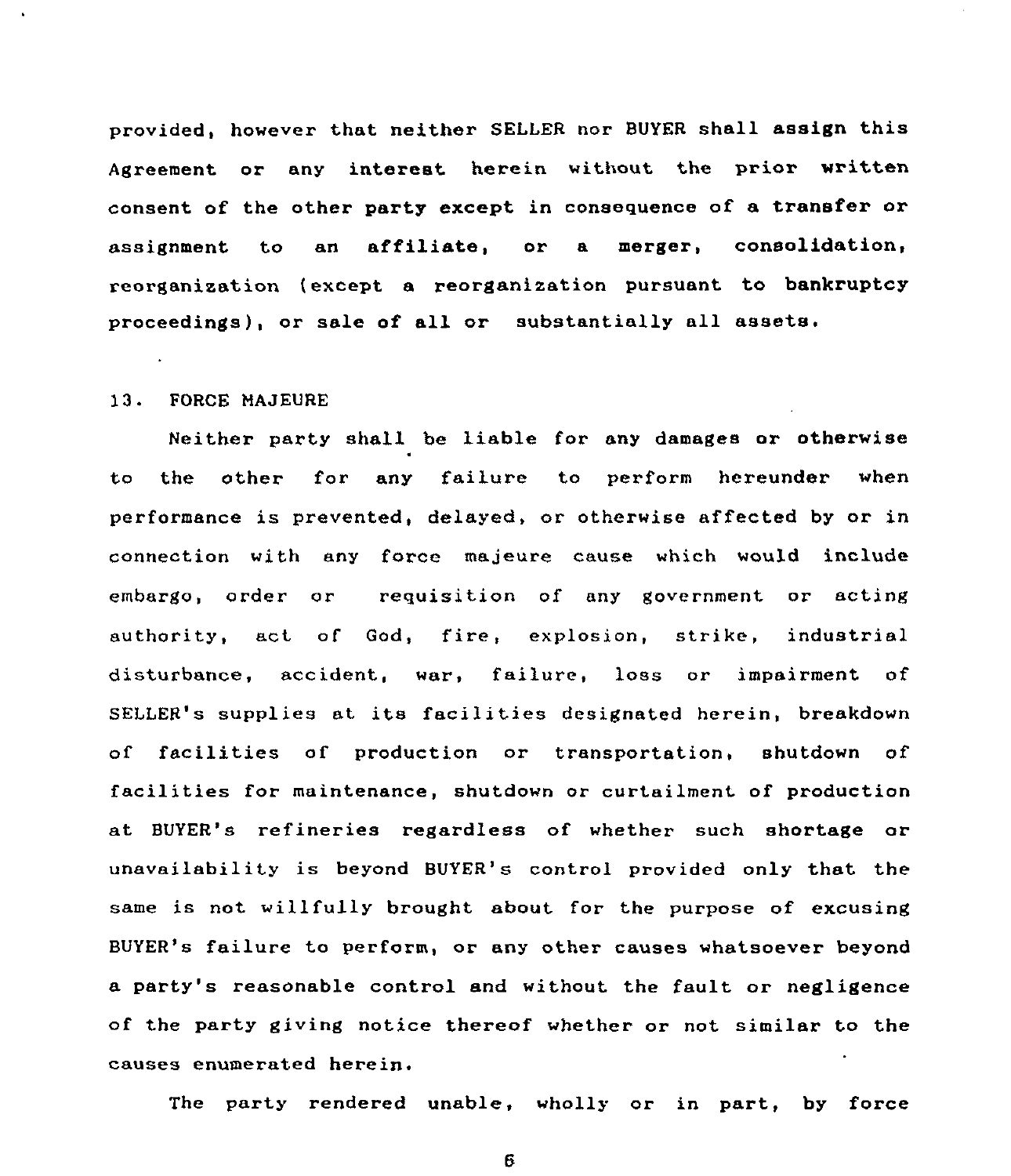provided, however that neither SELLER nor BUYER shall assign this Agreement or any interest herein without the prior written consent of the other party except in consequence of a transfer or assignment to an affiliate, or a merger, consolidation, reorganization (except a reorganization pursuant to bankruptcy proceedings), or sale of all or substantially all assets.

## 13. FORCE MAJEURE

Neither party shall be liable for any damages or otherwise to the other for any failure to perform hereunder when performance is prevented, delayed, or otherwise affected by or in connection with any force majeure cause which would include embargo, order or requisition of any government or acting authority, act of God, fire, explosion, strike, industrial disturbance, accident, war, failure, loss or impairment of SELLER's supplies at its facilities designated herein, breakdown of facilities of production or transportation, shutdown of facilities for maintenance, shutdown or curtailment of production at BUYER's refineries regardless of whether such shortage or unavailability is beyond BUYER's control provided only that the same is not willfully brought about for the purpose of excusing BUYER's failure to perform, or any other causes whatsoever beyond a party's reasonable control and without the fault or negligence of the party giving notice thereof whether or not similar to the causes enumerated herein.

The party rendered unable, wholly or in part, by force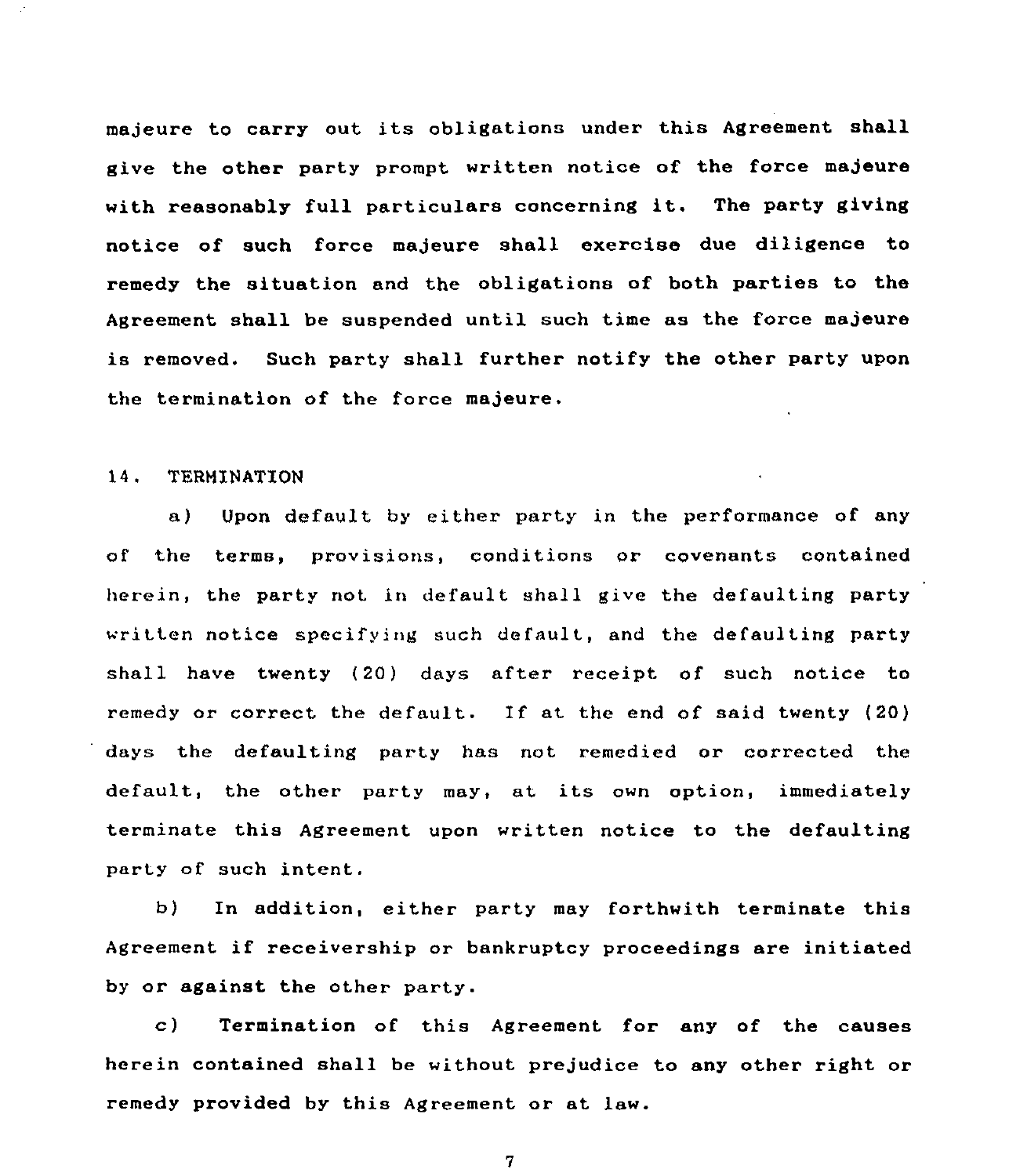majeure to carry out its obligations under this Agreement shall give the other party prompt written notice of the force majeure with reasonably full particulars concerning it. The party giving notice of such force majeure shall exercise due diligence to remedy the situation and the obligations of both parties to the Agreement shall be suspended until such time as the force majeure is removed. Such party shall further notify the other party upon the termination of the force majeure.

## 14. TERMINATION

a) Upon default by either party in the performance of any of the terms, provisions, conditions or covenants contained herein, the party not in default shall give the defaulting party written notice specifying such default, and the defaulting party shall have twenty (20) days after receipt of such notice to remedy or correct the default. If at the end of said twenty (20) days the defaulting party has not remedied or corrected the default, the other party may, at its own option, immediately terminate this Agreement upon written notice to the defaulting party of such intent.

b) In addition, either party may forthwith terminate this Agreement if receivership or bankruptcy proceedings are initiated by or against the other party.

c) Termination of this Agreement for any of the causes herein contained shall be without prejudice to any other right or remedy provided by this Agreement or at law.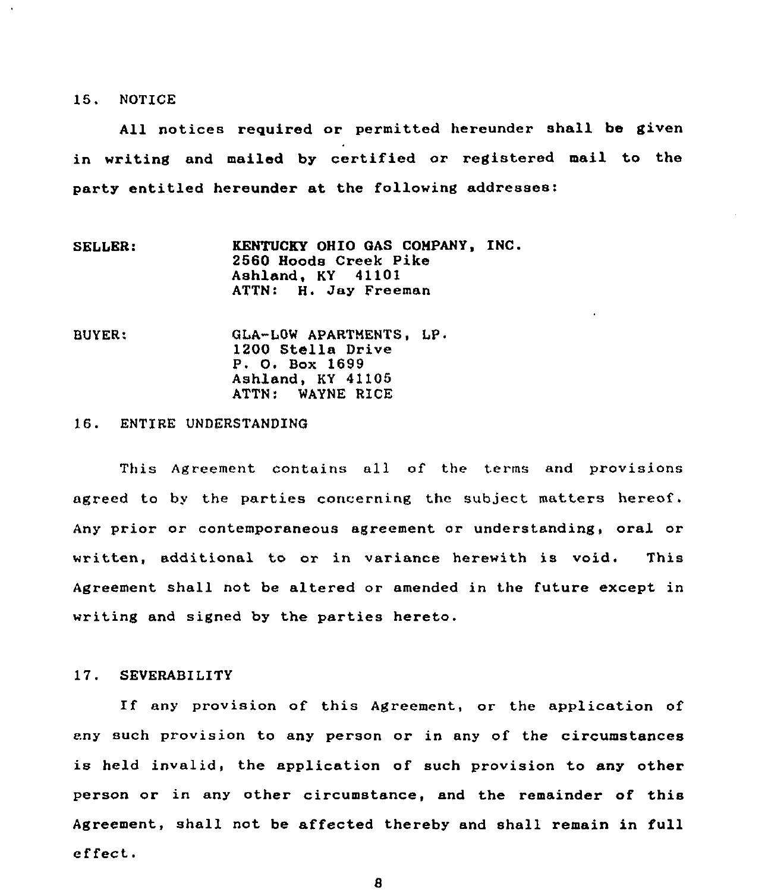## 15. NOTICE

All notices required or permitted hereunder shall be given in writing and mailed by certified or registered mail to the party entitled hereunder at the following addresses:

SELLER: **KENTUCKY OHIO GAS COMPANY, INC.**
2560 Hoods Creek Pike
Ashland, KY 41101
ATTN: H. Jay Freeman

BUYER: GLA-LOW APARTMENTS, LP.
1200 Stella Drive
P. O. Box 1699
Ashland, KY 41105
ATTN: WAYNE RICE

## 16. ENTIRE UNDERSTANDING

This Agreement contains all of the terms and provisions agreed to by the parties concerning the subject matters hereof. Any prior or contemporaneous agreement or understanding, oral or written, additional to or in variance herewith is void. This Agreement shall not be altered or amended in the future except in writing and signed by the parties hereto.

## 17. SEVERABILITY

If any provision of this Agreement, or the application of any such provision to any person or in any of the circumstances is held invalid, the application of such provision to any other person or in any other circumstance, and the remainder of this Agreement, shall not be affected thereby and shall remain in full effect.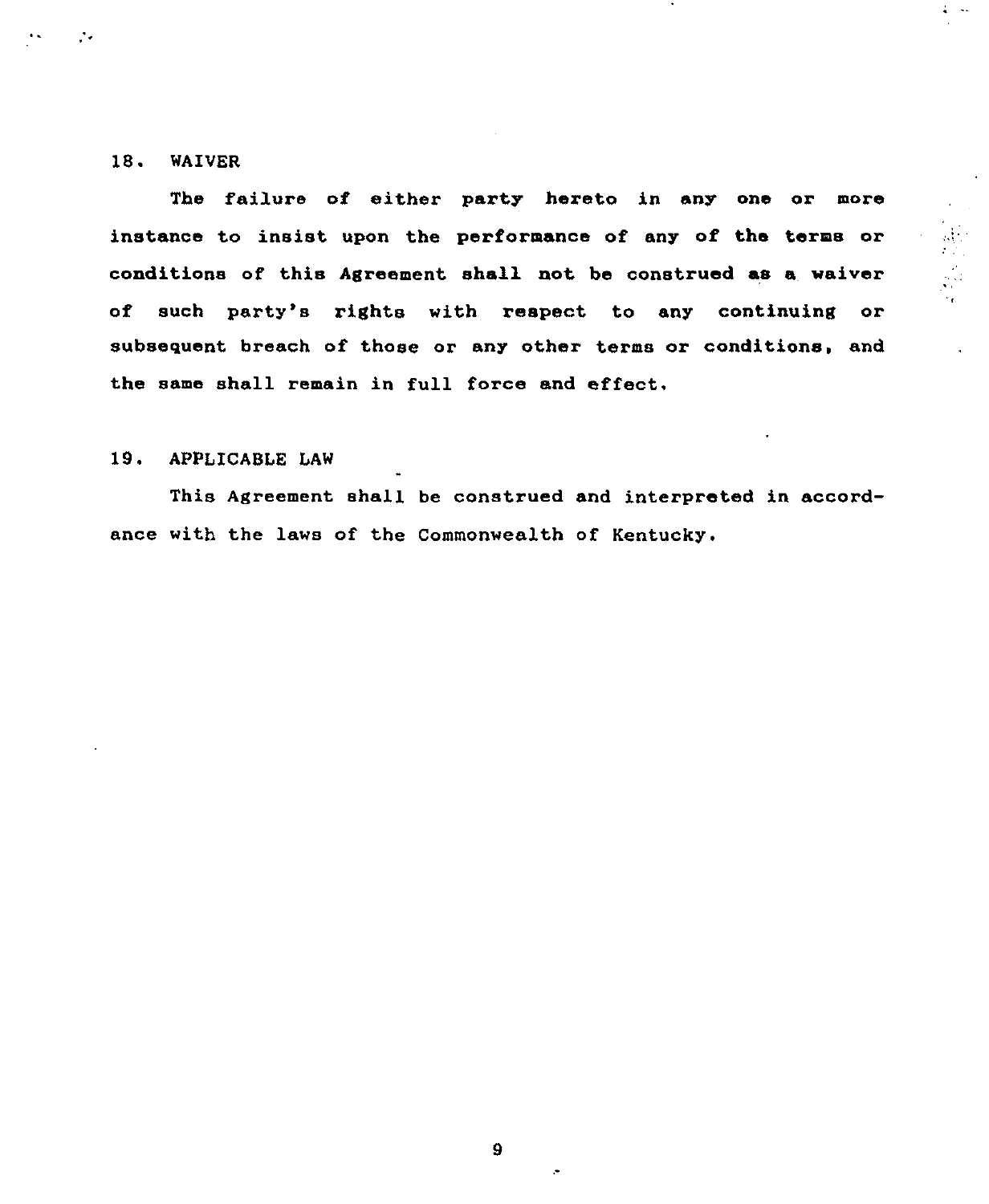## 18. WAIVER

The failure of either party hereto in any one or more instance to insist upon the performance of any of the terms or conditions of this Agreement shall not be construed as a waiver of such party's rights with respect to any continuing or subsequent breach of those or any other terms or conditions, and the same shall remain in full force and effect.

## 19. APPLICABLE LAW

This Agreement shall be construed and interpreted in accordance with the laws of the Commonwealth of Kentucky.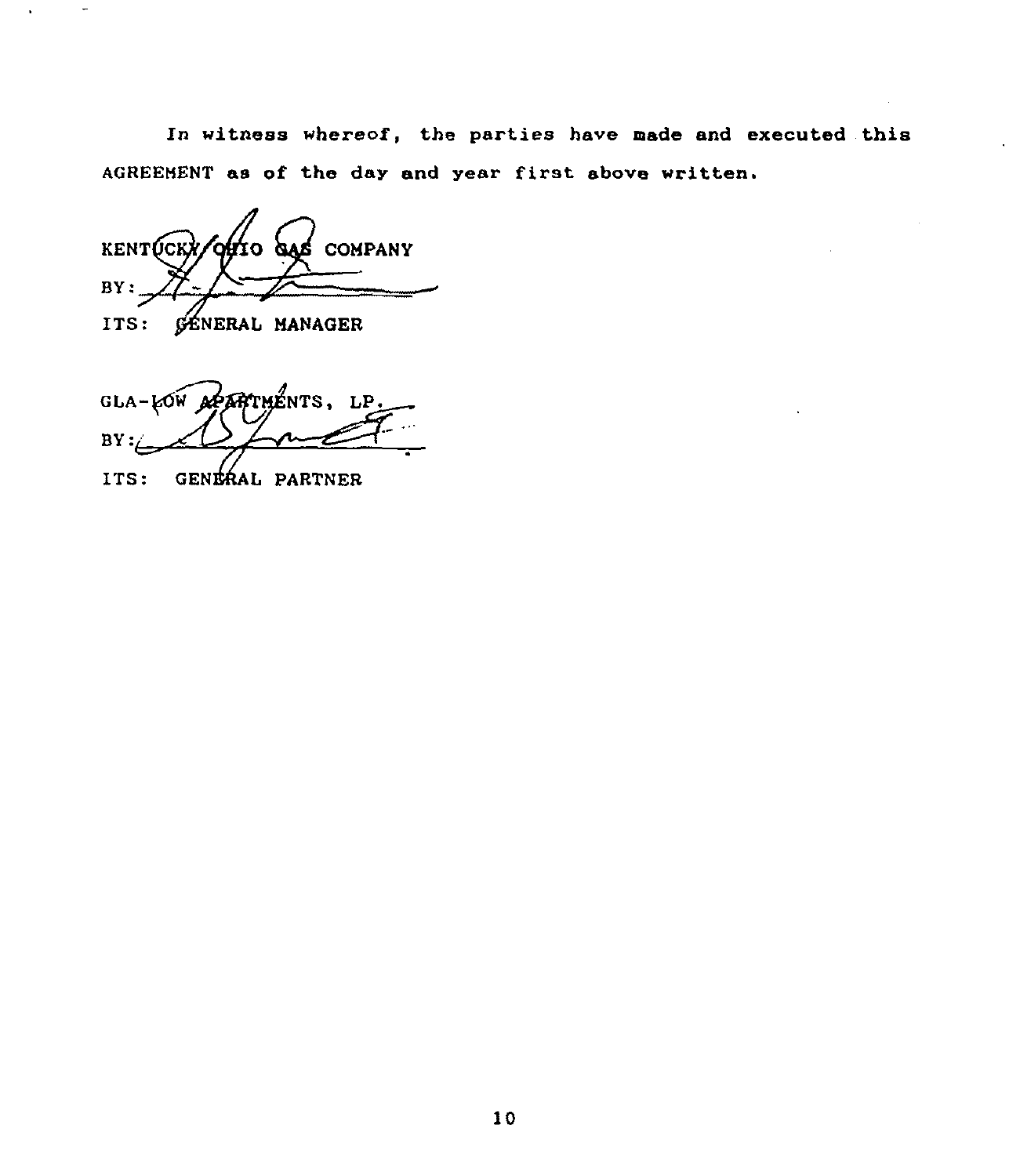In witness whereof, the parties have made and executed this AGREEMENT as of the day and year first above written.

KENTUCKY/OHIO GAS COMPANY

BY: ______________________

ITS: GENERAL MANAGER

GLA-LOW APARTMENTS, LP.

BY: ______________________

ITS: GENERAL PARTNER